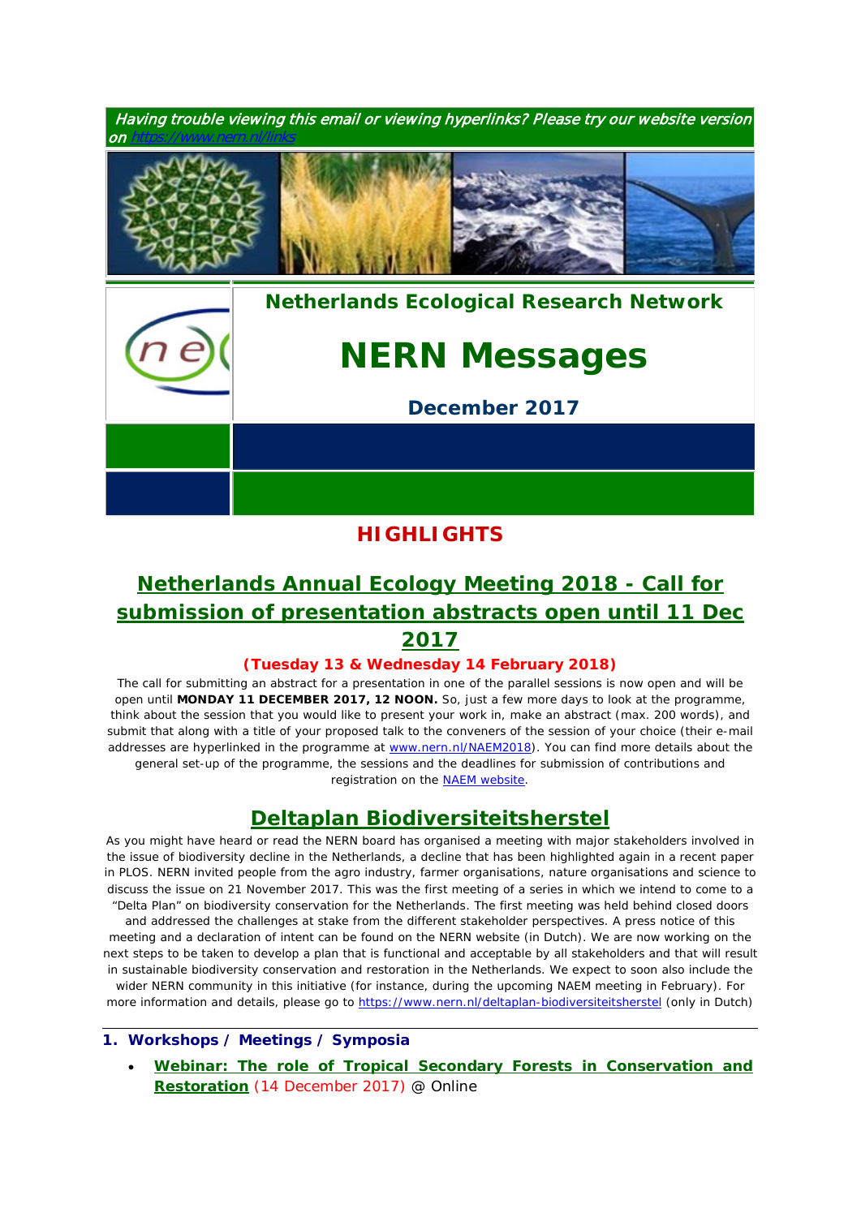*Having trouble viewing this email or viewing hyperlinks? Please try our website version on https://www.nern.nl/links*

**Netherlands Ecological Research Network**

# NERN Messages

**December 2017**

## HIGHLIGHTS

## Netherlands Annual Ecology Meeting 2018 - Call for submission of presentation abstracts open until 11 Dec 2017

**(Tuesday 13 & Wednesday 14 February 2018)**

The call for submitting an abstract for a presentation in one of the parallel sessions is now open and will be open until **MONDAY 11 DECEMBER 2017, 12 NOON.** So, just a few more days to look at the programme, think about the session that you would like to present your work in, make an abstract (max. 200 words), and submit that along with a title of your proposed talk to the conveners of the session of your choice (their e-mail addresses are hyperlinked in the programme at www.nern.nl/NAEM2018). You can find more details about the general set-up of the programme, the sessions and the deadlines for submission of contributions and registration on the NAEM website.

## Deltaplan Biodiversiteitsherstel

As you might have heard or read the NERN board has organised a meeting with major stakeholders involved in the issue of biodiversity decline in the Netherlands, a decline that has been highlighted again in a recent paper in PLOS. NERN invited people from the agro industry, farmer organisations, nature organisations and science to discuss the issue on 21 November 2017. This was the first meeting of a series in which we intend to come to a "Delta Plan" on biodiversity conservation for the Netherlands. The first meeting was held behind closed doors and addressed the challenges at stake from the different stakeholder perspectives. A press notice of this meeting and a declaration of intent can be found on the NERN website (in Dutch). We are now working on the next steps to be taken to develop a plan that is functional and acceptable by all stakeholders and that will result in sustainable biodiversity conservation and restoration in the Netherlands. We expect to soon also include the wider NERN community in this initiative (for instance, during the upcoming NAEM meeting in February). For more information and details, please go to https://www.nern.nl/deltaplan-biodiversiteitsherstel (only in Dutch)

### 1. Workshops / Meetings / Symposia

- **Webinar: The role of Tropical Secondary Forests in Conservation and Restoration** (14 December 2017) @ Online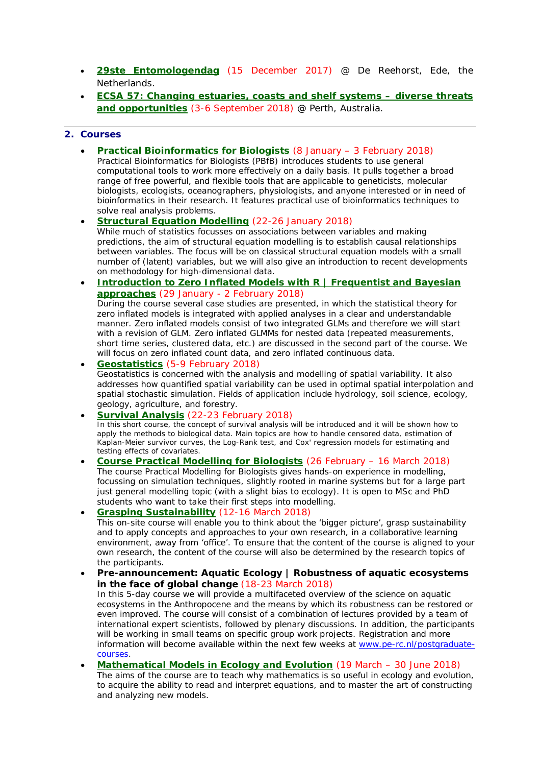- **29ste Entomologendag** (15 December 2017) @ De Reehorst, Ede, the Netherlands.
- **ECSA 57: Changing estuaries, coasts and shelf systems – diverse threats and opportunities** (3-6 September 2018) @ Perth, Australia.

---

## 2. Courses

- **Practical Bioinformatics for Biologists** (8 January – 3 February 2018)
  Practical Bioinformatics for Biologists (PBfB) introduces students to use general computational tools to work more effectively on a daily basis. It pulls together a broad range of free powerful, and flexible tools that are applicable to geneticists, molecular biologists, ecologists, oceanographers, physiologists, and anyone interested or in need of bioinformatics in their research. It features practical use of bioinformatics techniques to solve real analysis problems.
- **Structural Equation Modelling** (22-26 January 2018)
  While much of statistics focusses on associations between variables and making predictions, the aim of structural equation modelling is to establish causal relationships between variables. The focus will be on classical structural equation models with a small number of (latent) variables, but we will also give an introduction to recent developments on methodology for high-dimensional data.
- **Introduction to Zero Inflated Models with R | Frequentist and Bayesian approaches** (29 January - 2 February 2018)
  During the course several case studies are presented, in which the statistical theory for zero inflated models is integrated with applied analyses in a clear and understandable manner. Zero inflated models consist of two integrated GLMs and therefore we will start with a revision of GLM. Zero inflated GLMMs for nested data (repeated measurements, short time series, clustered data, etc.) are discussed in the second part of the course. We will focus on zero inflated count data, and zero inflated continuous data.
- **Geostatistics** (5-9 February 2018)
  Geostatistics is concerned with the analysis and modelling of spatial variability. It also addresses how quantified spatial variability can be used in optimal spatial interpolation and spatial stochastic simulation. Fields of application include hydrology, soil science, ecology, geology, agriculture, and forestry.
- **Survival Analysis** (22-23 February 2018)
  In this short course, the concept of survival analysis will be introduced and it will be shown how to apply the methods to biological data. Main topics are how to handle censored data, estimation of Kaplan-Meier survivor curves, the Log-Rank test, and Cox' regression models for estimating and testing effects of covariates.
- **Course Practical Modelling for Biologists** (26 February – 16 March 2018)
  The course Practical Modelling for Biologists gives hands-on experience in modelling, focussing on simulation techniques, slightly rooted in marine systems but for a large part just general modelling topic (with a slight bias to ecology). It is open to MSc and PhD students who want to take their first steps into modelling.
- **Grasping Sustainability** (12-16 March 2018)
  This on-site course will enable you to think about the 'bigger picture', grasp sustainability and to apply concepts and approaches to your own research, in a collaborative learning environment, away from 'office'. To ensure that the content of the course is aligned to your own research, the content of the course will also be determined by the research topics of the participants.
- **Pre-announcement: Aquatic Ecology | Robustness of aquatic ecosystems in the face of global change** (18-23 March 2018)
  In this 5-day course we will provide a multifaceted overview of the science on aquatic ecosystems in the Anthropocene and the means by which its robustness can be restored or even improved. The course will consist of a combination of lectures provided by a team of international expert scientists, followed by plenary discussions. In addition, the participants will be working in small teams on specific group work projects. Registration and more information will become available within the next few weeks at www.pe-rc.nl/postgraduate-courses.
- **Mathematical Models in Ecology and Evolution** (19 March – 30 June 2018)
  The aims of the course are to teach why mathematics is so useful in ecology and evolution, to acquire the ability to read and interpret equations, and to master the art of constructing and analyzing new models.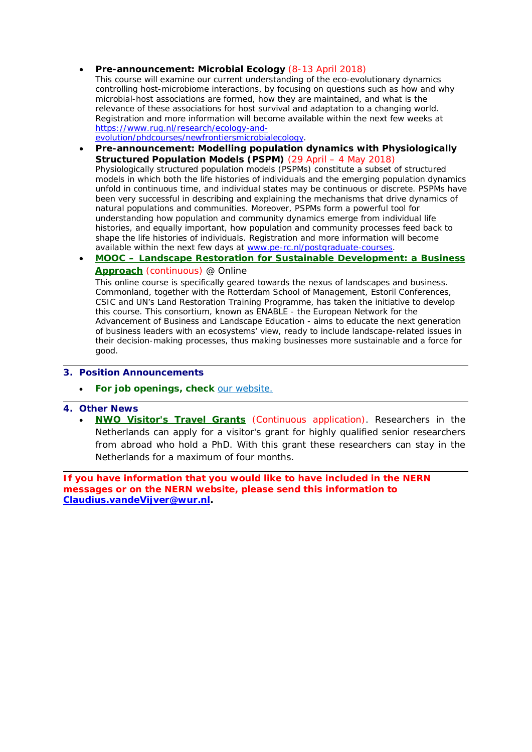- **Pre-announcement: Microbial Ecology** (8-13 April 2018)
  This course will examine our current understanding of the eco-evolutionary dynamics controlling host-microbiome interactions, by focusing on questions such as how and why microbial-host associations are formed, how they are maintained, and what is the relevance of these associations for host survival and adaptation to a changing world. Registration and more information will become available within the next few weeks at https://www.rug.nl/research/ecology-and-evolution/phdcourses/newfrontiersmicrobialecology.
- **Pre-announcement: Modelling population dynamics with Physiologically Structured Population Models (PSPM)** (29 April – 4 May 2018)
  Physiologically structured population models (PSPMs) constitute a subset of structured models in which both the life histories of individuals and the emerging population dynamics unfold in continuous time, and individual states may be continuous or discrete. PSPMs have been very successful in describing and explaining the mechanisms that drive dynamics of natural populations and communities. Moreover, PSPMs form a powerful tool for understanding how population and community dynamics emerge from individual life histories, and equally important, how population and community processes feed back to shape the life histories of individuals. Registration and more information will become available within the next few days at www.pe-rc.nl/postgraduate-courses.
- **MOOC – Landscape Restoration for Sustainable Development: a Business Approach** (continuous) @ Online
  This online course is specifically geared towards the nexus of landscapes and business. Commonland, together with the Rotterdam School of Management, Estoril Conferences, CSIC and UN's Land Restoration Training Programme, has taken the initiative to develop this course. This consortium, known as ENABLE - the European Network for the Advancement of Business and Landscape Education - aims to educate the next generation of business leaders with an ecosystems' view, ready to include landscape-related issues in their decision-making processes, thus making businesses more sustainable and a force for good.

---

## 3. Position Announcements

- **For job openings, check** our website.

---

## 4. Other News

- **NWO Visitor's Travel Grants** (Continuous application). Researchers in the Netherlands can apply for a visitor's grant for highly qualified senior researchers from abroad who hold a PhD. With this grant these researchers can stay in the Netherlands for a maximum of four months.

---

**If you have information that you would like to have included in the NERN messages or on the NERN website, please send this information to Claudius.vandeVijver@wur.nl.**